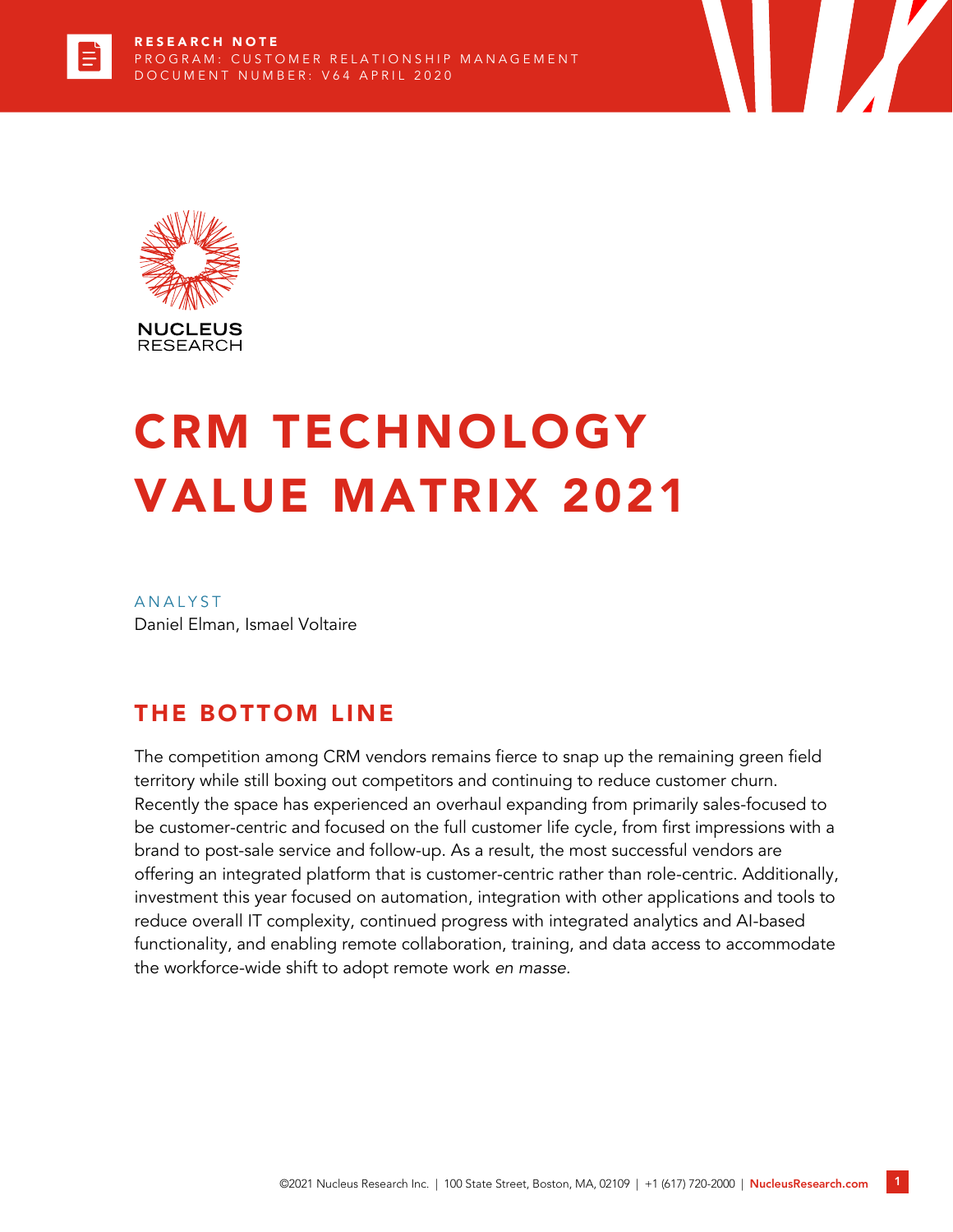RESEARCH NOTE
PROGRAM: CUSTOMER RELATIONSHIP MANAGEMENT
DOCUMENT NUMBER: V64 APRIL 2020

NUCLEUS RESEARCH

# CRM TECHNOLOGY VALUE MATRIX 2021

ANALYST
Daniel Elman, Ismael Voltaire

## THE BOTTOM LINE

The competition among CRM vendors remains fierce to snap up the remaining green field territory while still boxing out competitors and continuing to reduce customer churn. Recently the space has experienced an overhaul expanding from primarily sales-focused to be customer-centric and focused on the full customer life cycle, from first impressions with a brand to post-sale service and follow-up. As a result, the most successful vendors are offering an integrated platform that is customer-centric rather than role-centric. Additionally, investment this year focused on automation, integration with other applications and tools to reduce overall IT complexity, continued progress with integrated analytics and AI-based functionality, and enabling remote collaboration, training, and data access to accommodate the workforce-wide shift to adopt remote work *en masse*.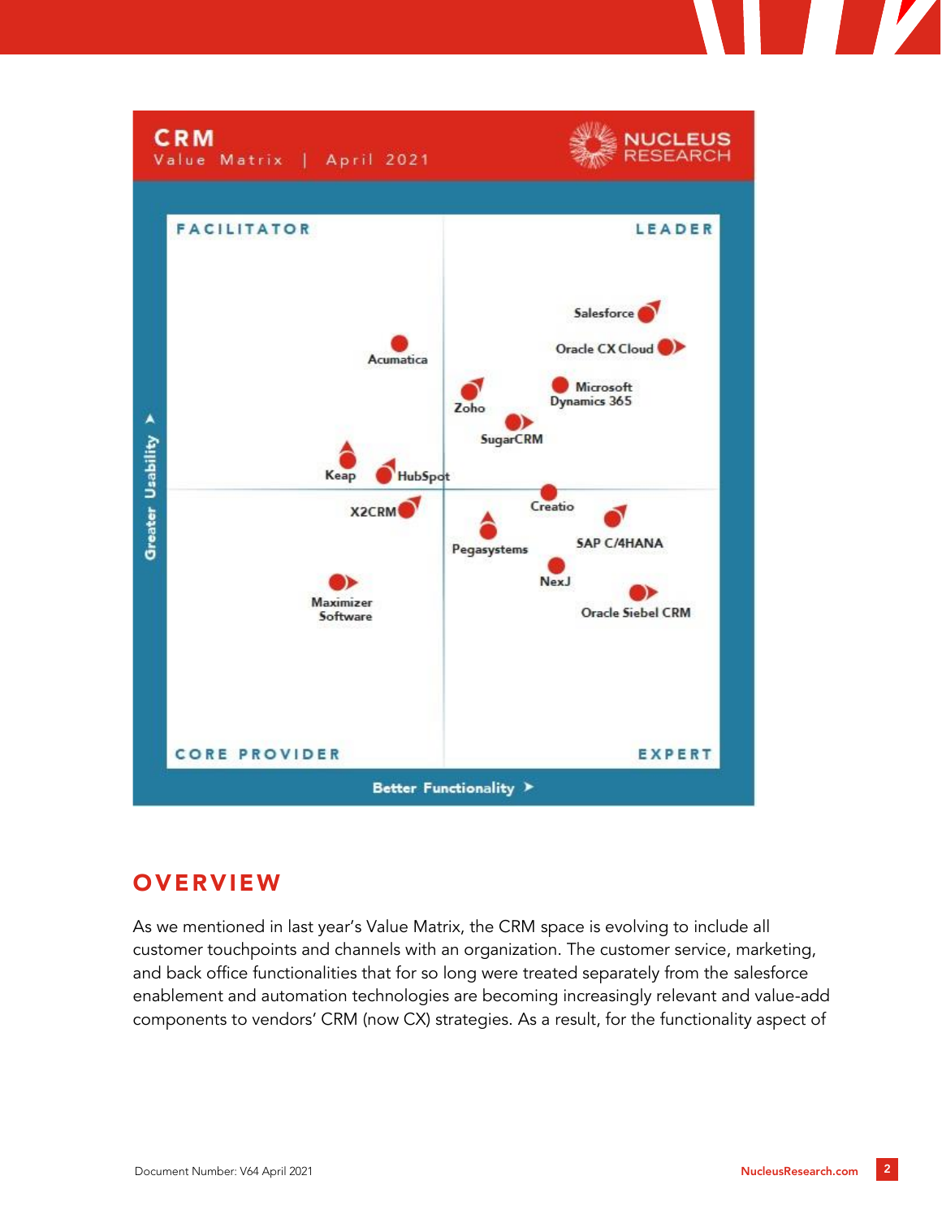**CRM**
Value Matrix | April 2021

NUCLEUS RESEARCH

FACILITATOR | LEADER

Salesforce

Oracle CX Cloud

Acumatica

Zoho

Microsoft Dynamics 365

SugarCRM

Keap

HubSpot

X2CRM

Creatio

SAP C/4HANA

Pegasystems

NexJ

Maximizer Software

Oracle Siebel CRM

CORE PROVIDER | EXPERT

Greater Usability

Better Functionality

## OVERVIEW

As we mentioned in last year's Value Matrix, the CRM space is evolving to include all customer touchpoints and channels with an organization. The customer service, marketing, and back office functionalities that for so long were treated separately from the salesforce enablement and automation technologies are becoming increasingly relevant and value-add components to vendors' CRM (now CX) strategies. As a result, for the functionality aspect of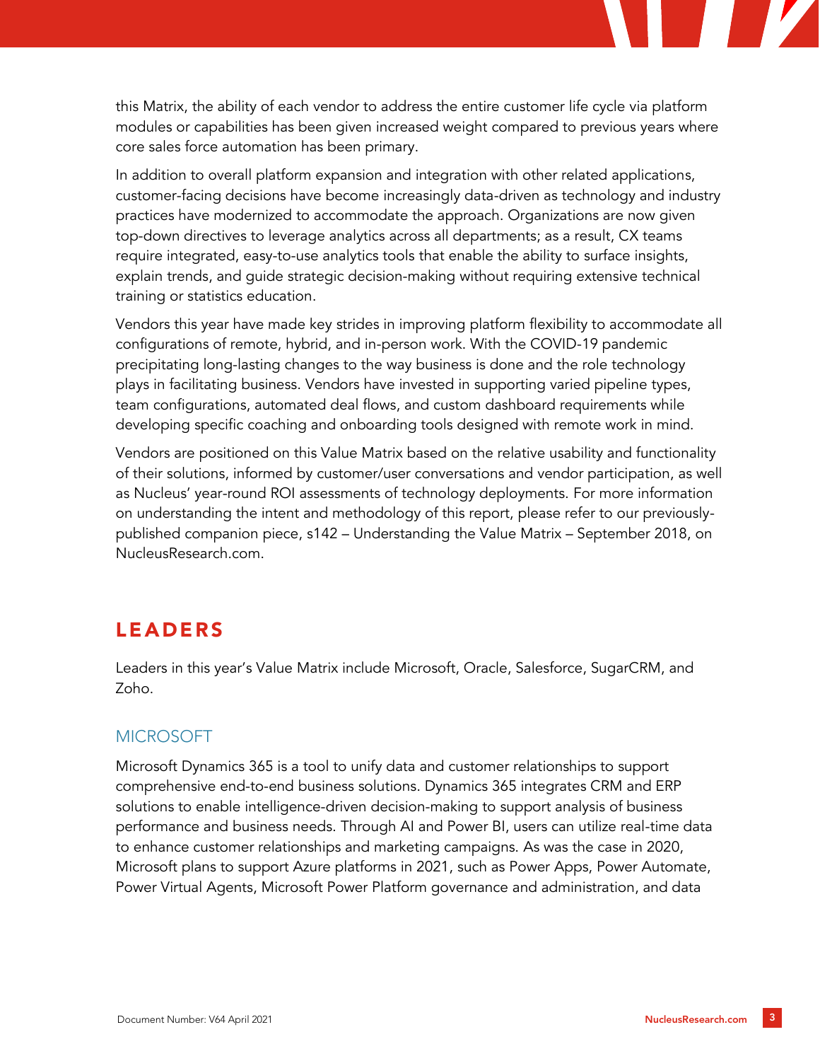this Matrix, the ability of each vendor to address the entire customer life cycle via platform modules or capabilities has been given increased weight compared to previous years where core sales force automation has been primary.

In addition to overall platform expansion and integration with other related applications, customer-facing decisions have become increasingly data-driven as technology and industry practices have modernized to accommodate the approach. Organizations are now given top-down directives to leverage analytics across all departments; as a result, CX teams require integrated, easy-to-use analytics tools that enable the ability to surface insights, explain trends, and guide strategic decision-making without requiring extensive technical training or statistics education.

Vendors this year have made key strides in improving platform flexibility to accommodate all configurations of remote, hybrid, and in-person work. With the COVID-19 pandemic precipitating long-lasting changes to the way business is done and the role technology plays in facilitating business. Vendors have invested in supporting varied pipeline types, team configurations, automated deal flows, and custom dashboard requirements while developing specific coaching and onboarding tools designed with remote work in mind.

Vendors are positioned on this Value Matrix based on the relative usability and functionality of their solutions, informed by customer/user conversations and vendor participation, as well as Nucleus' year-round ROI assessments of technology deployments. For more information on understanding the intent and methodology of this report, please refer to our previously-published companion piece, s142 – Understanding the Value Matrix – September 2018, on NucleusResearch.com.

## LEADERS

Leaders in this year's Value Matrix include Microsoft, Oracle, Salesforce, SugarCRM, and Zoho.

### MICROSOFT

Microsoft Dynamics 365 is a tool to unify data and customer relationships to support comprehensive end-to-end business solutions. Dynamics 365 integrates CRM and ERP solutions to enable intelligence-driven decision-making to support analysis of business performance and business needs. Through AI and Power BI, users can utilize real-time data to enhance customer relationships and marketing campaigns. As was the case in 2020, Microsoft plans to support Azure platforms in 2021, such as Power Apps, Power Automate, Power Virtual Agents, Microsoft Power Platform governance and administration, and data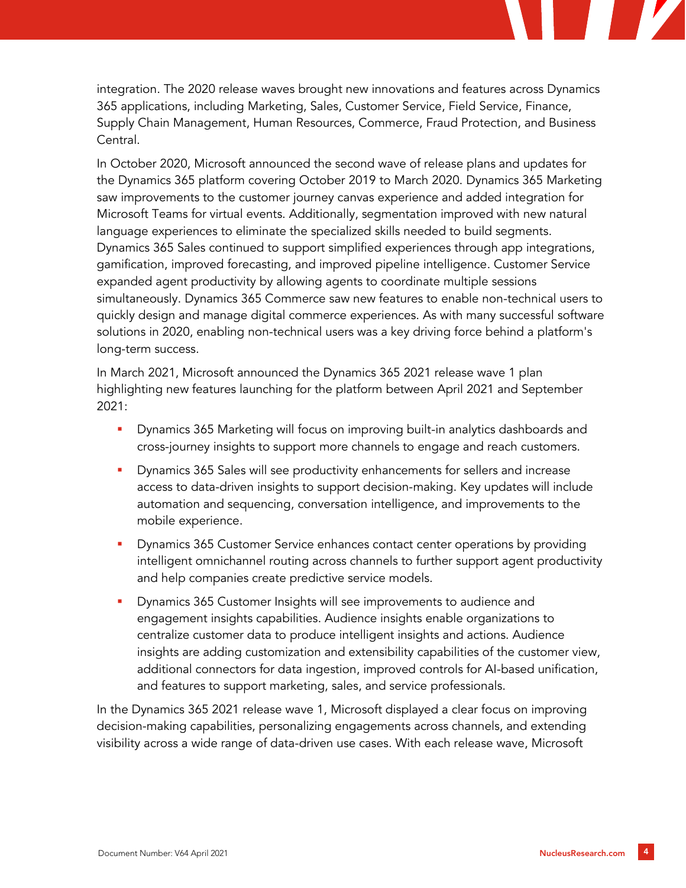integration. The 2020 release waves brought new innovations and features across Dynamics 365 applications, including Marketing, Sales, Customer Service, Field Service, Finance, Supply Chain Management, Human Resources, Commerce, Fraud Protection, and Business Central.

In October 2020, Microsoft announced the second wave of release plans and updates for the Dynamics 365 platform covering October 2019 to March 2020. Dynamics 365 Marketing saw improvements to the customer journey canvas experience and added integration for Microsoft Teams for virtual events. Additionally, segmentation improved with new natural language experiences to eliminate the specialized skills needed to build segments. Dynamics 365 Sales continued to support simplified experiences through app integrations, gamification, improved forecasting, and improved pipeline intelligence. Customer Service expanded agent productivity by allowing agents to coordinate multiple sessions simultaneously. Dynamics 365 Commerce saw new features to enable non-technical users to quickly design and manage digital commerce experiences. As with many successful software solutions in 2020, enabling non-technical users was a key driving force behind a platform's long-term success.

In March 2021, Microsoft announced the Dynamics 365 2021 release wave 1 plan highlighting new features launching for the platform between April 2021 and September 2021:

- Dynamics 365 Marketing will focus on improving built-in analytics dashboards and cross-journey insights to support more channels to engage and reach customers.
- Dynamics 365 Sales will see productivity enhancements for sellers and increase access to data-driven insights to support decision-making. Key updates will include automation and sequencing, conversation intelligence, and improvements to the mobile experience.
- Dynamics 365 Customer Service enhances contact center operations by providing intelligent omnichannel routing across channels to further support agent productivity and help companies create predictive service models.
- Dynamics 365 Customer Insights will see improvements to audience and engagement insights capabilities. Audience insights enable organizations to centralize customer data to produce intelligent insights and actions. Audience insights are adding customization and extensibility capabilities of the customer view, additional connectors for data ingestion, improved controls for AI-based unification, and features to support marketing, sales, and service professionals.

In the Dynamics 365 2021 release wave 1, Microsoft displayed a clear focus on improving decision-making capabilities, personalizing engagements across channels, and extending visibility across a wide range of data-driven use cases. With each release wave, Microsoft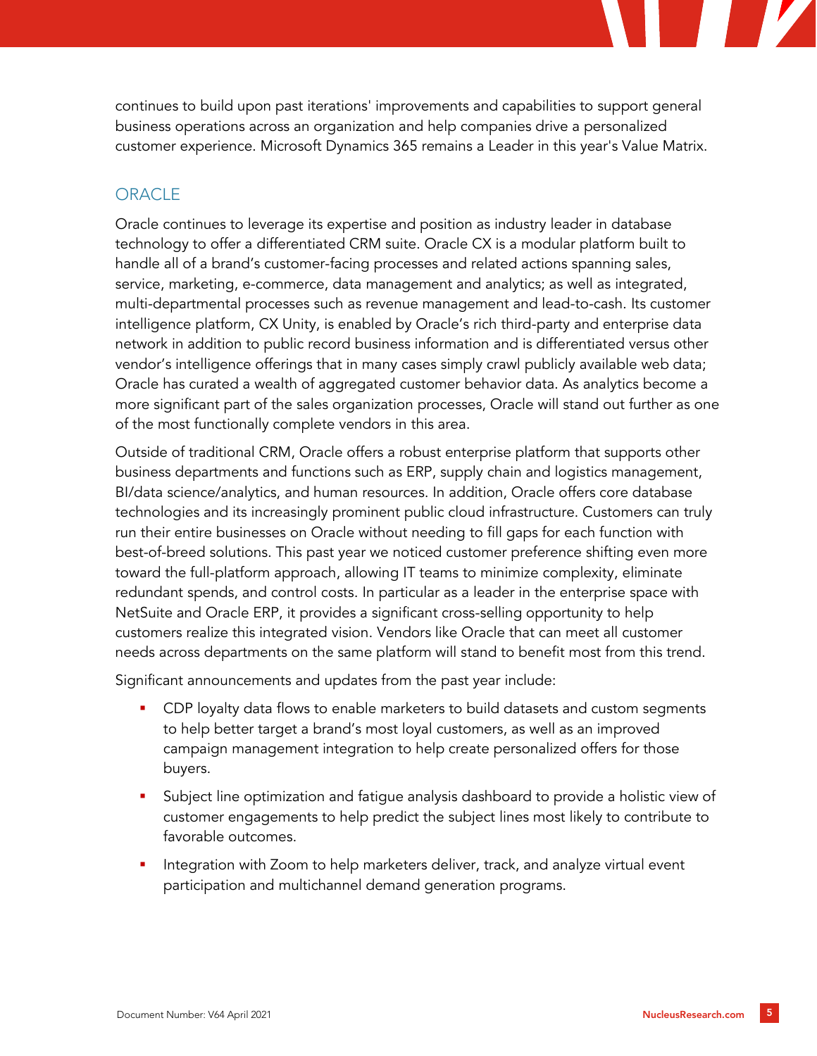continues to build upon past iterations' improvements and capabilities to support general business operations across an organization and help companies drive a personalized customer experience. Microsoft Dynamics 365 remains a Leader in this year's Value Matrix.

## ORACLE

Oracle continues to leverage its expertise and position as industry leader in database technology to offer a differentiated CRM suite. Oracle CX is a modular platform built to handle all of a brand's customer-facing processes and related actions spanning sales, service, marketing, e-commerce, data management and analytics; as well as integrated, multi-departmental processes such as revenue management and lead-to-cash. Its customer intelligence platform, CX Unity, is enabled by Oracle's rich third-party and enterprise data network in addition to public record business information and is differentiated versus other vendor's intelligence offerings that in many cases simply crawl publicly available web data; Oracle has curated a wealth of aggregated customer behavior data. As analytics become a more significant part of the sales organization processes, Oracle will stand out further as one of the most functionally complete vendors in this area.

Outside of traditional CRM, Oracle offers a robust enterprise platform that supports other business departments and functions such as ERP, supply chain and logistics management, BI/data science/analytics, and human resources. In addition, Oracle offers core database technologies and its increasingly prominent public cloud infrastructure. Customers can truly run their entire businesses on Oracle without needing to fill gaps for each function with best-of-breed solutions. This past year we noticed customer preference shifting even more toward the full-platform approach, allowing IT teams to minimize complexity, eliminate redundant spends, and control costs. In particular as a leader in the enterprise space with NetSuite and Oracle ERP, it provides a significant cross-selling opportunity to help customers realize this integrated vision. Vendors like Oracle that can meet all customer needs across departments on the same platform will stand to benefit most from this trend.

Significant announcements and updates from the past year include:

- CDP loyalty data flows to enable marketers to build datasets and custom segments to help better target a brand's most loyal customers, as well as an improved campaign management integration to help create personalized offers for those buyers.
- Subject line optimization and fatigue analysis dashboard to provide a holistic view of customer engagements to help predict the subject lines most likely to contribute to favorable outcomes.
- Integration with Zoom to help marketers deliver, track, and analyze virtual event participation and multichannel demand generation programs.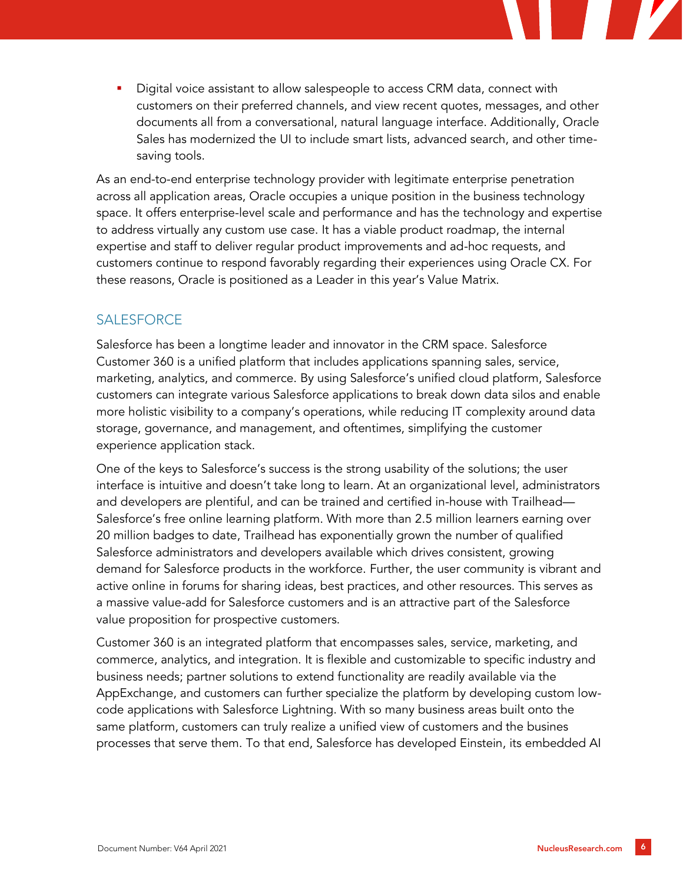- Digital voice assistant to allow salespeople to access CRM data, connect with customers on their preferred channels, and view recent quotes, messages, and other documents all from a conversational, natural language interface. Additionally, Oracle Sales has modernized the UI to include smart lists, advanced search, and other time-saving tools.

As an end-to-end enterprise technology provider with legitimate enterprise penetration across all application areas, Oracle occupies a unique position in the business technology space. It offers enterprise-level scale and performance and has the technology and expertise to address virtually any custom use case. It has a viable product roadmap, the internal expertise and staff to deliver regular product improvements and ad-hoc requests, and customers continue to respond favorably regarding their experiences using Oracle CX. For these reasons, Oracle is positioned as a Leader in this year's Value Matrix.

## SALESFORCE

Salesforce has been a longtime leader and innovator in the CRM space. Salesforce Customer 360 is a unified platform that includes applications spanning sales, service, marketing, analytics, and commerce. By using Salesforce's unified cloud platform, Salesforce customers can integrate various Salesforce applications to break down data silos and enable more holistic visibility to a company's operations, while reducing IT complexity around data storage, governance, and management, and oftentimes, simplifying the customer experience application stack.

One of the keys to Salesforce's success is the strong usability of the solutions; the user interface is intuitive and doesn't take long to learn. At an organizational level, administrators and developers are plentiful, and can be trained and certified in-house with Trailhead—Salesforce's free online learning platform. With more than 2.5 million learners earning over 20 million badges to date, Trailhead has exponentially grown the number of qualified Salesforce administrators and developers available which drives consistent, growing demand for Salesforce products in the workforce. Further, the user community is vibrant and active online in forums for sharing ideas, best practices, and other resources. This serves as a massive value-add for Salesforce customers and is an attractive part of the Salesforce value proposition for prospective customers.

Customer 360 is an integrated platform that encompasses sales, service, marketing, and commerce, analytics, and integration. It is flexible and customizable to specific industry and business needs; partner solutions to extend functionality are readily available via the AppExchange, and customers can further specialize the platform by developing custom low-code applications with Salesforce Lightning. With so many business areas built onto the same platform, customers can truly realize a unified view of customers and the busines processes that serve them. To that end, Salesforce has developed Einstein, its embedded AI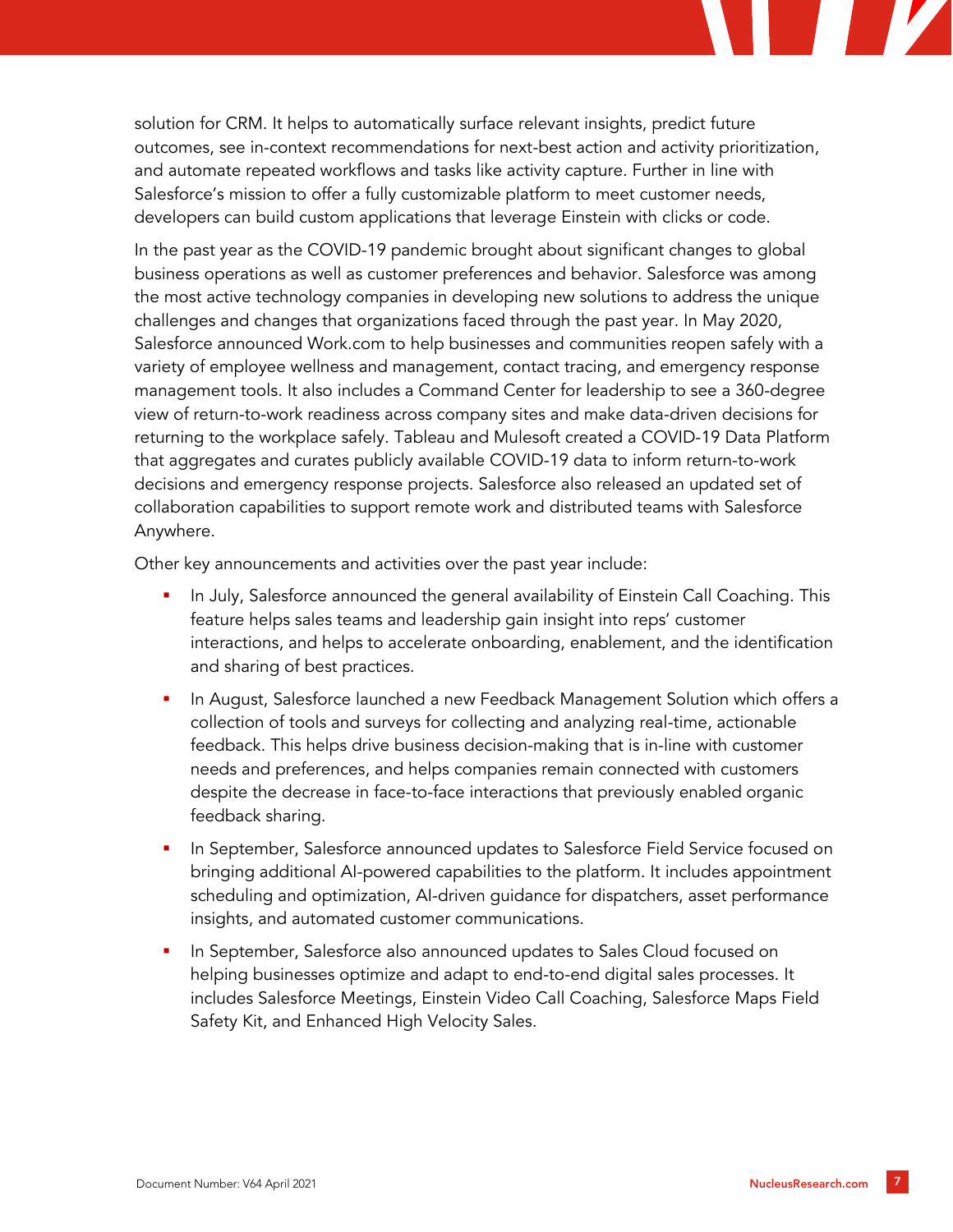solution for CRM. It helps to automatically surface relevant insights, predict future outcomes, see in-context recommendations for next-best action and activity prioritization, and automate repeated workflows and tasks like activity capture. Further in line with Salesforce's mission to offer a fully customizable platform to meet customer needs, developers can build custom applications that leverage Einstein with clicks or code.

In the past year as the COVID-19 pandemic brought about significant changes to global business operations as well as customer preferences and behavior. Salesforce was among the most active technology companies in developing new solutions to address the unique challenges and changes that organizations faced through the past year. In May 2020, Salesforce announced Work.com to help businesses and communities reopen safely with a variety of employee wellness and management, contact tracing, and emergency response management tools. It also includes a Command Center for leadership to see a 360-degree view of return-to-work readiness across company sites and make data-driven decisions for returning to the workplace safely. Tableau and Mulesoft created a COVID-19 Data Platform that aggregates and curates publicly available COVID-19 data to inform return-to-work decisions and emergency response projects. Salesforce also released an updated set of collaboration capabilities to support remote work and distributed teams with Salesforce Anywhere.

Other key announcements and activities over the past year include:

- In July, Salesforce announced the general availability of Einstein Call Coaching. This feature helps sales teams and leadership gain insight into reps' customer interactions, and helps to accelerate onboarding, enablement, and the identification and sharing of best practices.
- In August, Salesforce launched a new Feedback Management Solution which offers a collection of tools and surveys for collecting and analyzing real-time, actionable feedback. This helps drive business decision-making that is in-line with customer needs and preferences, and helps companies remain connected with customers despite the decrease in face-to-face interactions that previously enabled organic feedback sharing.
- In September, Salesforce announced updates to Salesforce Field Service focused on bringing additional AI-powered capabilities to the platform. It includes appointment scheduling and optimization, AI-driven guidance for dispatchers, asset performance insights, and automated customer communications.
- In September, Salesforce also announced updates to Sales Cloud focused on helping businesses optimize and adapt to end-to-end digital sales processes. It includes Salesforce Meetings, Einstein Video Call Coaching, Salesforce Maps Field Safety Kit, and Enhanced High Velocity Sales.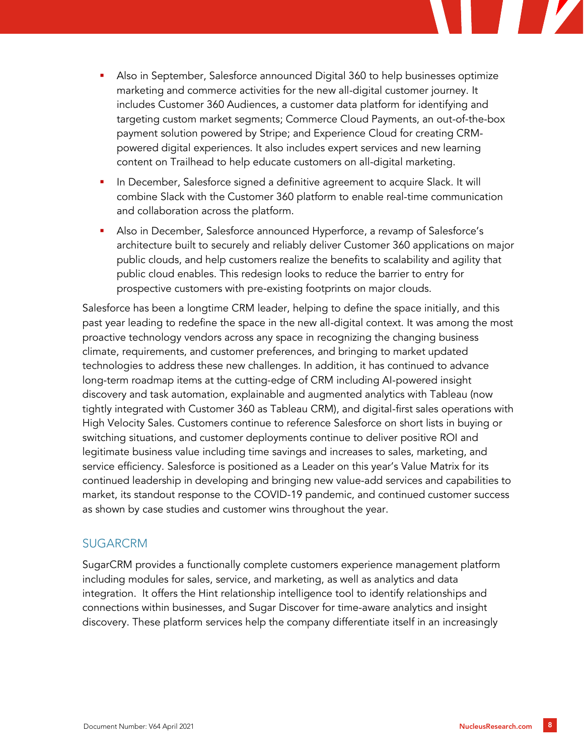- Also in September, Salesforce announced Digital 360 to help businesses optimize marketing and commerce activities for the new all-digital customer journey. It includes Customer 360 Audiences, a customer data platform for identifying and targeting custom market segments; Commerce Cloud Payments, an out-of-the-box payment solution powered by Stripe; and Experience Cloud for creating CRM-powered digital experiences. It also includes expert services and new learning content on Trailhead to help educate customers on all-digital marketing.
- In December, Salesforce signed a definitive agreement to acquire Slack. It will combine Slack with the Customer 360 platform to enable real-time communication and collaboration across the platform.
- Also in December, Salesforce announced Hyperforce, a revamp of Salesforce's architecture built to securely and reliably deliver Customer 360 applications on major public clouds, and help customers realize the benefits to scalability and agility that public cloud enables. This redesign looks to reduce the barrier to entry for prospective customers with pre-existing footprints on major clouds.

Salesforce has been a longtime CRM leader, helping to define the space initially, and this past year leading to redefine the space in the new all-digital context. It was among the most proactive technology vendors across any space in recognizing the changing business climate, requirements, and customer preferences, and bringing to market updated technologies to address these new challenges. In addition, it has continued to advance long-term roadmap items at the cutting-edge of CRM including AI-powered insight discovery and task automation, explainable and augmented analytics with Tableau (now tightly integrated with Customer 360 as Tableau CRM), and digital-first sales operations with High Velocity Sales. Customers continue to reference Salesforce on short lists in buying or switching situations, and customer deployments continue to deliver positive ROI and legitimate business value including time savings and increases to sales, marketing, and service efficiency. Salesforce is positioned as a Leader on this year's Value Matrix for its continued leadership in developing and bringing new value-add services and capabilities to market, its standout response to the COVID-19 pandemic, and continued customer success as shown by case studies and customer wins throughout the year.

## SUGARCRM

SugarCRM provides a functionally complete customers experience management platform including modules for sales, service, and marketing, as well as analytics and data integration. It offers the Hint relationship intelligence tool to identify relationships and connections within businesses, and Sugar Discover for time-aware analytics and insight discovery. These platform services help the company differentiate itself in an increasingly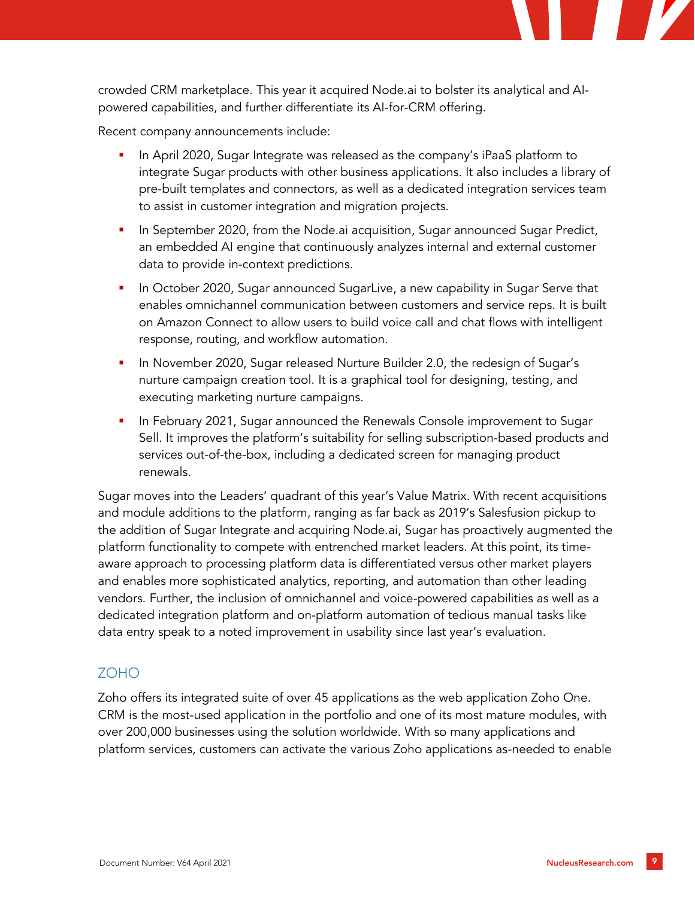crowded CRM marketplace. This year it acquired Node.ai to bolster its analytical and AI-powered capabilities, and further differentiate its AI-for-CRM offering.

Recent company announcements include:

- In April 2020, Sugar Integrate was released as the company's iPaaS platform to integrate Sugar products with other business applications. It also includes a library of pre-built templates and connectors, as well as a dedicated integration services team to assist in customer integration and migration projects.
- In September 2020, from the Node.ai acquisition, Sugar announced Sugar Predict, an embedded AI engine that continuously analyzes internal and external customer data to provide in-context predictions.
- In October 2020, Sugar announced SugarLive, a new capability in Sugar Serve that enables omnichannel communication between customers and service reps. It is built on Amazon Connect to allow users to build voice call and chat flows with intelligent response, routing, and workflow automation.
- In November 2020, Sugar released Nurture Builder 2.0, the redesign of Sugar's nurture campaign creation tool. It is a graphical tool for designing, testing, and executing marketing nurture campaigns.
- In February 2021, Sugar announced the Renewals Console improvement to Sugar Sell. It improves the platform's suitability for selling subscription-based products and services out-of-the-box, including a dedicated screen for managing product renewals.

Sugar moves into the Leaders' quadrant of this year's Value Matrix. With recent acquisitions and module additions to the platform, ranging as far back as 2019's Salesfusion pickup to the addition of Sugar Integrate and acquiring Node.ai, Sugar has proactively augmented the platform functionality to compete with entrenched market leaders. At this point, its time-aware approach to processing platform data is differentiated versus other market players and enables more sophisticated analytics, reporting, and automation than other leading vendors. Further, the inclusion of omnichannel and voice-powered capabilities as well as a dedicated integration platform and on-platform automation of tedious manual tasks like data entry speak to a noted improvement in usability since last year's evaluation.

## ZOHO

Zoho offers its integrated suite of over 45 applications as the web application Zoho One. CRM is the most-used application in the portfolio and one of its most mature modules, with over 200,000 businesses using the solution worldwide. With so many applications and platform services, customers can activate the various Zoho applications as-needed to enable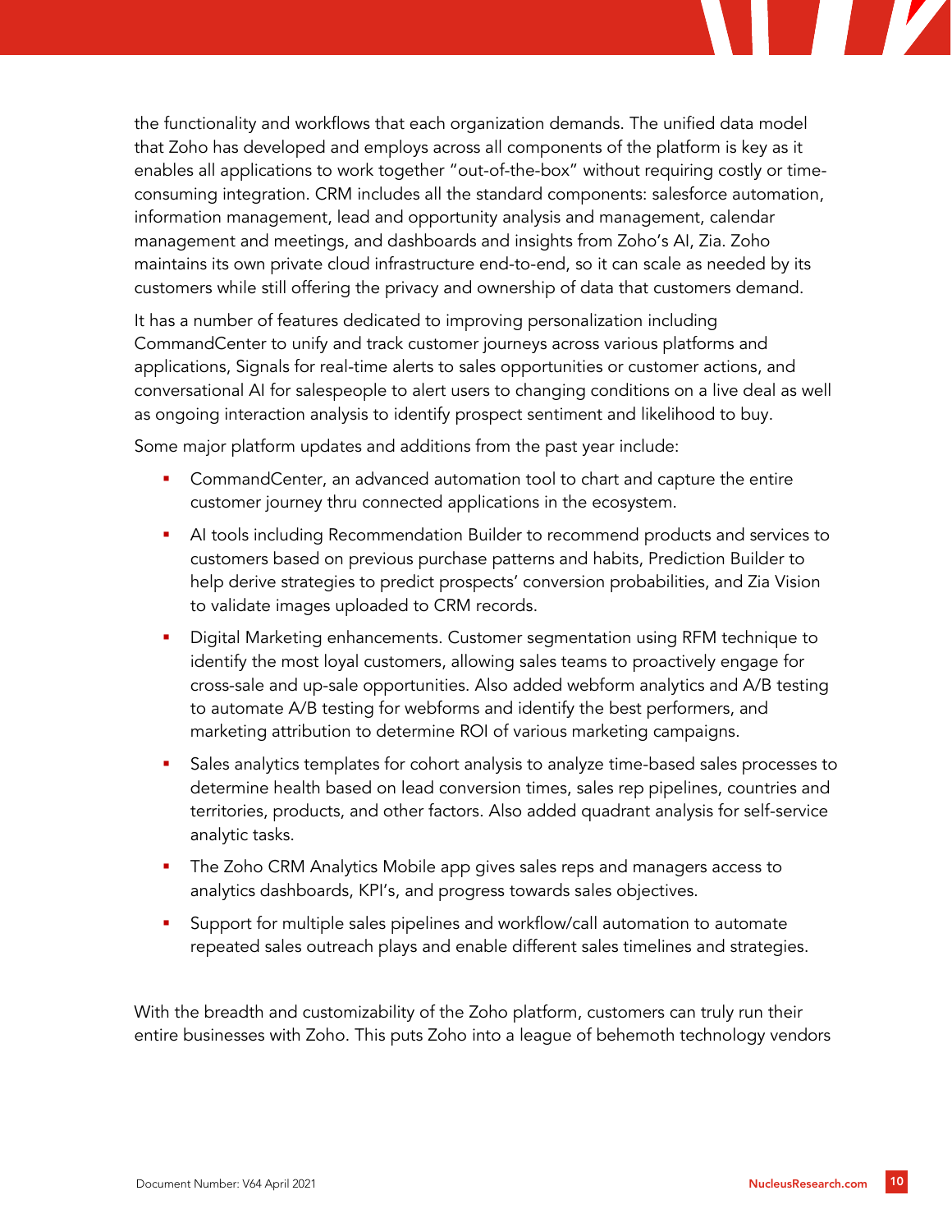the functionality and workflows that each organization demands. The unified data model that Zoho has developed and employs across all components of the platform is key as it enables all applications to work together "out-of-the-box" without requiring costly or time-consuming integration. CRM includes all the standard components: salesforce automation, information management, lead and opportunity analysis and management, calendar management and meetings, and dashboards and insights from Zoho's AI, Zia. Zoho maintains its own private cloud infrastructure end-to-end, so it can scale as needed by its customers while still offering the privacy and ownership of data that customers demand.

It has a number of features dedicated to improving personalization including CommandCenter to unify and track customer journeys across various platforms and applications, Signals for real-time alerts to sales opportunities or customer actions, and conversational AI for salespeople to alert users to changing conditions on a live deal as well as ongoing interaction analysis to identify prospect sentiment and likelihood to buy.

Some major platform updates and additions from the past year include:

- CommandCenter, an advanced automation tool to chart and capture the entire customer journey thru connected applications in the ecosystem.
- AI tools including Recommendation Builder to recommend products and services to customers based on previous purchase patterns and habits, Prediction Builder to help derive strategies to predict prospects' conversion probabilities, and Zia Vision to validate images uploaded to CRM records.
- Digital Marketing enhancements. Customer segmentation using RFM technique to identify the most loyal customers, allowing sales teams to proactively engage for cross-sale and up-sale opportunities. Also added webform analytics and A/B testing to automate A/B testing for webforms and identify the best performers, and marketing attribution to determine ROI of various marketing campaigns.
- Sales analytics templates for cohort analysis to analyze time-based sales processes to determine health based on lead conversion times, sales rep pipelines, countries and territories, products, and other factors. Also added quadrant analysis for self-service analytic tasks.
- The Zoho CRM Analytics Mobile app gives sales reps and managers access to analytics dashboards, KPI's, and progress towards sales objectives.
- Support for multiple sales pipelines and workflow/call automation to automate repeated sales outreach plays and enable different sales timelines and strategies.

With the breadth and customizability of the Zoho platform, customers can truly run their entire businesses with Zoho. This puts Zoho into a league of behemoth technology vendors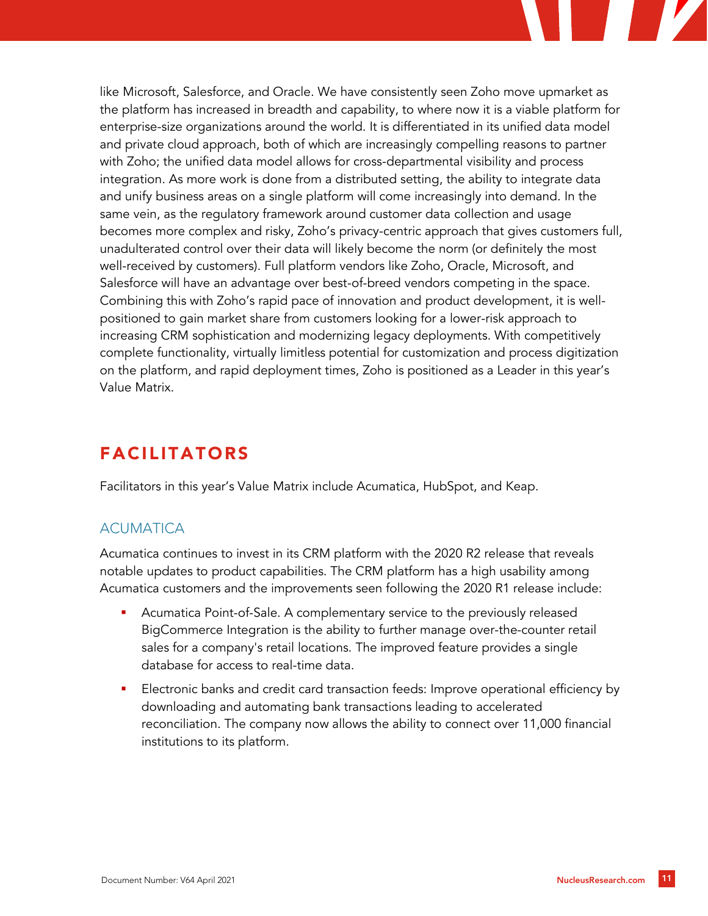like Microsoft, Salesforce, and Oracle. We have consistently seen Zoho move upmarket as the platform has increased in breadth and capability, to where now it is a viable platform for enterprise-size organizations around the world. It is differentiated in its unified data model and private cloud approach, both of which are increasingly compelling reasons to partner with Zoho; the unified data model allows for cross-departmental visibility and process integration. As more work is done from a distributed setting, the ability to integrate data and unify business areas on a single platform will come increasingly into demand. In the same vein, as the regulatory framework around customer data collection and usage becomes more complex and risky, Zoho's privacy-centric approach that gives customers full, unadulterated control over their data will likely become the norm (or definitely the most well-received by customers). Full platform vendors like Zoho, Oracle, Microsoft, and Salesforce will have an advantage over best-of-breed vendors competing in the space. Combining this with Zoho's rapid pace of innovation and product development, it is well-positioned to gain market share from customers looking for a lower-risk approach to increasing CRM sophistication and modernizing legacy deployments. With competitively complete functionality, virtually limitless potential for customization and process digitization on the platform, and rapid deployment times, Zoho is positioned as a Leader in this year's Value Matrix.

## FACILITATORS

Facilitators in this year's Value Matrix include Acumatica, HubSpot, and Keap.

### ACUMATICA

Acumatica continues to invest in its CRM platform with the 2020 R2 release that reveals notable updates to product capabilities. The CRM platform has a high usability among Acumatica customers and the improvements seen following the 2020 R1 release include:

- Acumatica Point-of-Sale. A complementary service to the previously released BigCommerce Integration is the ability to further manage over-the-counter retail sales for a company's retail locations. The improved feature provides a single database for access to real-time data.
- Electronic banks and credit card transaction feeds: Improve operational efficiency by downloading and automating bank transactions leading to accelerated reconciliation. The company now allows the ability to connect over 11,000 financial institutions to its platform.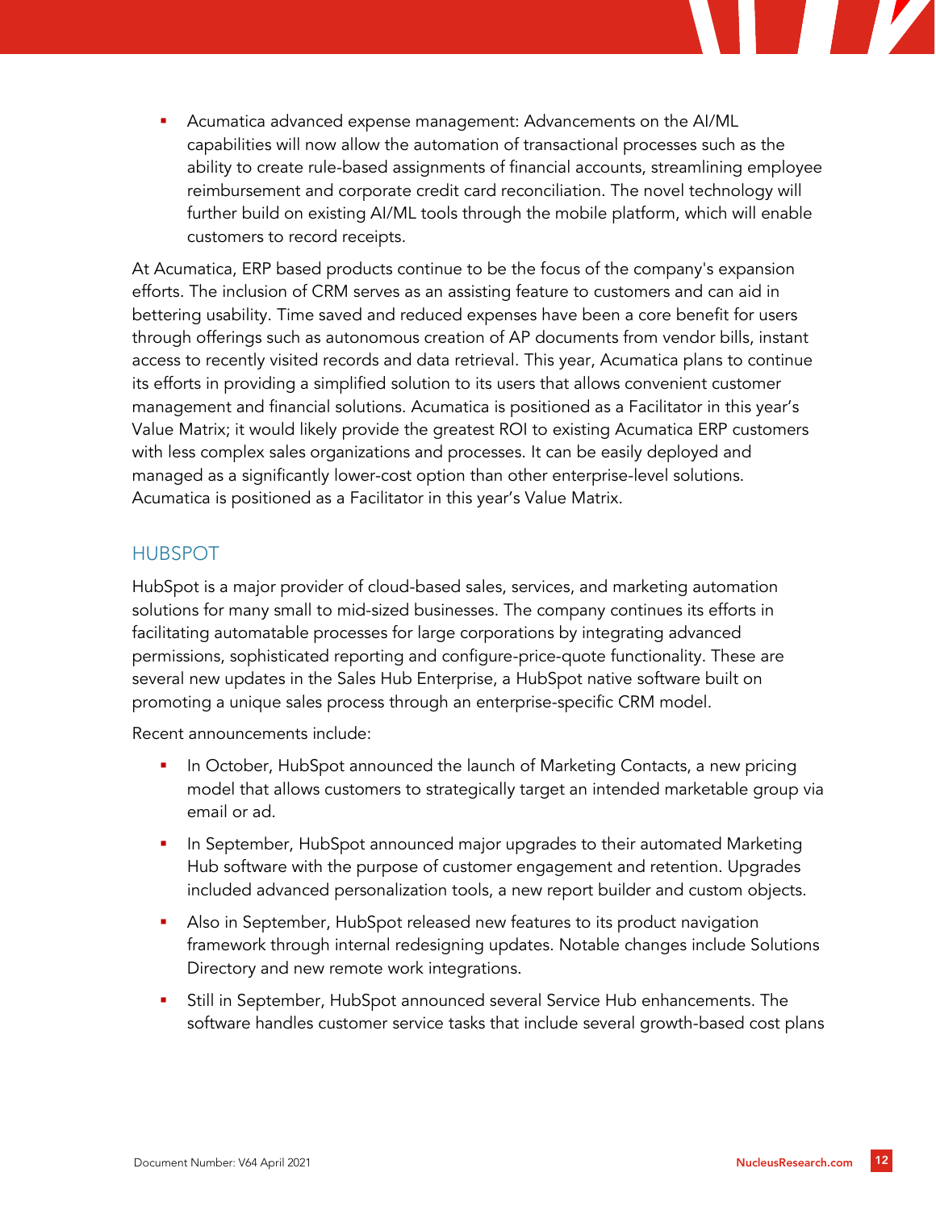- Acumatica advanced expense management: Advancements on the AI/ML capabilities will now allow the automation of transactional processes such as the ability to create rule-based assignments of financial accounts, streamlining employee reimbursement and corporate credit card reconciliation. The novel technology will further build on existing AI/ML tools through the mobile platform, which will enable customers to record receipts.

At Acumatica, ERP based products continue to be the focus of the company's expansion efforts. The inclusion of CRM serves as an assisting feature to customers and can aid in bettering usability. Time saved and reduced expenses have been a core benefit for users through offerings such as autonomous creation of AP documents from vendor bills, instant access to recently visited records and data retrieval. This year, Acumatica plans to continue its efforts in providing a simplified solution to its users that allows convenient customer management and financial solutions. Acumatica is positioned as a Facilitator in this year's Value Matrix; it would likely provide the greatest ROI to existing Acumatica ERP customers with less complex sales organizations and processes. It can be easily deployed and managed as a significantly lower-cost option than other enterprise-level solutions. Acumatica is positioned as a Facilitator in this year's Value Matrix.

## HUBSPOT

HubSpot is a major provider of cloud-based sales, services, and marketing automation solutions for many small to mid-sized businesses. The company continues its efforts in facilitating automatable processes for large corporations by integrating advanced permissions, sophisticated reporting and configure-price-quote functionality. These are several new updates in the Sales Hub Enterprise, a HubSpot native software built on promoting a unique sales process through an enterprise-specific CRM model.

Recent announcements include:

- In October, HubSpot announced the launch of Marketing Contacts, a new pricing model that allows customers to strategically target an intended marketable group via email or ad.
- In September, HubSpot announced major upgrades to their automated Marketing Hub software with the purpose of customer engagement and retention. Upgrades included advanced personalization tools, a new report builder and custom objects.
- Also in September, HubSpot released new features to its product navigation framework through internal redesigning updates. Notable changes include Solutions Directory and new remote work integrations.
- Still in September, HubSpot announced several Service Hub enhancements. The software handles customer service tasks that include several growth-based cost plans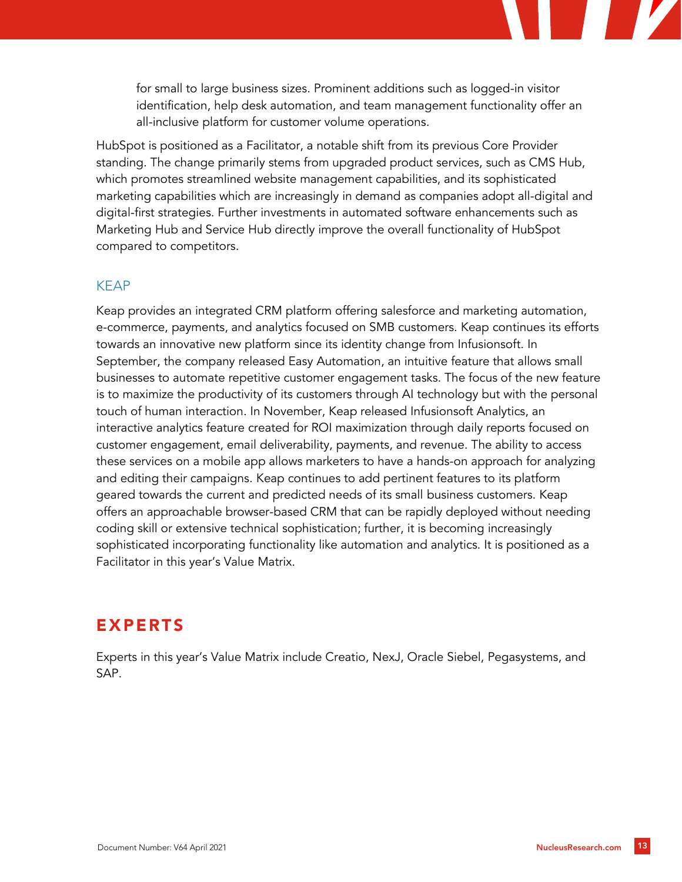for small to large business sizes. Prominent additions such as logged-in visitor identification, help desk automation, and team management functionality offer an all-inclusive platform for customer volume operations.

HubSpot is positioned as a Facilitator, a notable shift from its previous Core Provider standing. The change primarily stems from upgraded product services, such as CMS Hub, which promotes streamlined website management capabilities, and its sophisticated marketing capabilities which are increasingly in demand as companies adopt all-digital and digital-first strategies. Further investments in automated software enhancements such as Marketing Hub and Service Hub directly improve the overall functionality of HubSpot compared to competitors.

### KEAP

Keap provides an integrated CRM platform offering salesforce and marketing automation, e-commerce, payments, and analytics focused on SMB customers. Keap continues its efforts towards an innovative new platform since its identity change from Infusionsoft. In September, the company released Easy Automation, an intuitive feature that allows small businesses to automate repetitive customer engagement tasks. The focus of the new feature is to maximize the productivity of its customers through AI technology but with the personal touch of human interaction. In November, Keap released Infusionsoft Analytics, an interactive analytics feature created for ROI maximization through daily reports focused on customer engagement, email deliverability, payments, and revenue. The ability to access these services on a mobile app allows marketers to have a hands-on approach for analyzing and editing their campaigns. Keap continues to add pertinent features to its platform geared towards the current and predicted needs of its small business customers. Keap offers an approachable browser-based CRM that can be rapidly deployed without needing coding skill or extensive technical sophistication; further, it is becoming increasingly sophisticated incorporating functionality like automation and analytics. It is positioned as a Facilitator in this year's Value Matrix.

## EXPERTS

Experts in this year's Value Matrix include Creatio, NexJ, Oracle Siebel, Pegasystems, and SAP.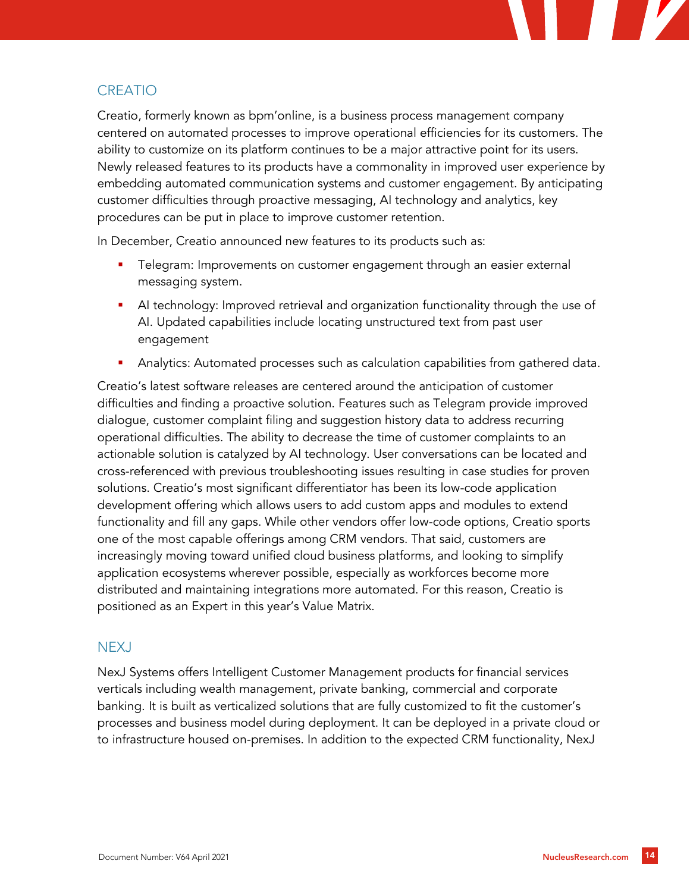## CREATIO

Creatio, formerly known as bpm'online, is a business process management company centered on automated processes to improve operational efficiencies for its customers. The ability to customize on its platform continues to be a major attractive point for its users. Newly released features to its products have a commonality in improved user experience by embedding automated communication systems and customer engagement. By anticipating customer difficulties through proactive messaging, AI technology and analytics, key procedures can be put in place to improve customer retention.

In December, Creatio announced new features to its products such as:

- Telegram: Improvements on customer engagement through an easier external messaging system.
- AI technology: Improved retrieval and organization functionality through the use of AI. Updated capabilities include locating unstructured text from past user engagement
- Analytics: Automated processes such as calculation capabilities from gathered data.

Creatio's latest software releases are centered around the anticipation of customer difficulties and finding a proactive solution. Features such as Telegram provide improved dialogue, customer complaint filing and suggestion history data to address recurring operational difficulties. The ability to decrease the time of customer complaints to an actionable solution is catalyzed by AI technology. User conversations can be located and cross-referenced with previous troubleshooting issues resulting in case studies for proven solutions. Creatio's most significant differentiator has been its low-code application development offering which allows users to add custom apps and modules to extend functionality and fill any gaps. While other vendors offer low-code options, Creatio sports one of the most capable offerings among CRM vendors. That said, customers are increasingly moving toward unified cloud business platforms, and looking to simplify application ecosystems wherever possible, especially as workforces become more distributed and maintaining integrations more automated. For this reason, Creatio is positioned as an Expert in this year's Value Matrix.

## NEXJ

NexJ Systems offers Intelligent Customer Management products for financial services verticals including wealth management, private banking, commercial and corporate banking. It is built as verticalized solutions that are fully customized to fit the customer's processes and business model during deployment. It can be deployed in a private cloud or to infrastructure housed on-premises. In addition to the expected CRM functionality, NexJ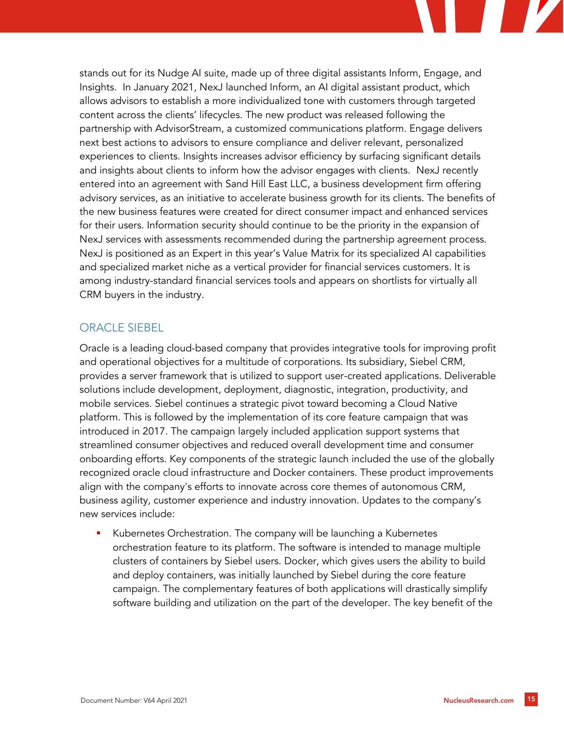stands out for its Nudge AI suite, made up of three digital assistants Inform, Engage, and Insights. In January 2021, NexJ launched Inform, an AI digital assistant product, which allows advisors to establish a more individualized tone with customers through targeted content across the clients' lifecycles. The new product was released following the partnership with AdvisorStream, a customized communications platform. Engage delivers next best actions to advisors to ensure compliance and deliver relevant, personalized experiences to clients. Insights increases advisor efficiency by surfacing significant details and insights about clients to inform how the advisor engages with clients. NexJ recently entered into an agreement with Sand Hill East LLC, a business development firm offering advisory services, as an initiative to accelerate business growth for its clients. The benefits of the new business features were created for direct consumer impact and enhanced services for their users. Information security should continue to be the priority in the expansion of NexJ services with assessments recommended during the partnership agreement process. NexJ is positioned as an Expert in this year's Value Matrix for its specialized AI capabilities and specialized market niche as a vertical provider for financial services customers. It is among industry-standard financial services tools and appears on shortlists for virtually all CRM buyers in the industry.

## ORACLE SIEBEL

Oracle is a leading cloud-based company that provides integrative tools for improving profit and operational objectives for a multitude of corporations. Its subsidiary, Siebel CRM, provides a server framework that is utilized to support user-created applications. Deliverable solutions include development, deployment, diagnostic, integration, productivity, and mobile services. Siebel continues a strategic pivot toward becoming a Cloud Native platform. This is followed by the implementation of its core feature campaign that was introduced in 2017. The campaign largely included application support systems that streamlined consumer objectives and reduced overall development time and consumer onboarding efforts. Key components of the strategic launch included the use of the globally recognized oracle cloud infrastructure and Docker containers. These product improvements align with the company's efforts to innovate across core themes of autonomous CRM, business agility, customer experience and industry innovation. Updates to the company's new services include:

- Kubernetes Orchestration. The company will be launching a Kubernetes orchestration feature to its platform. The software is intended to manage multiple clusters of containers by Siebel users. Docker, which gives users the ability to build and deploy containers, was initially launched by Siebel during the core feature campaign. The complementary features of both applications will drastically simplify software building and utilization on the part of the developer. The key benefit of the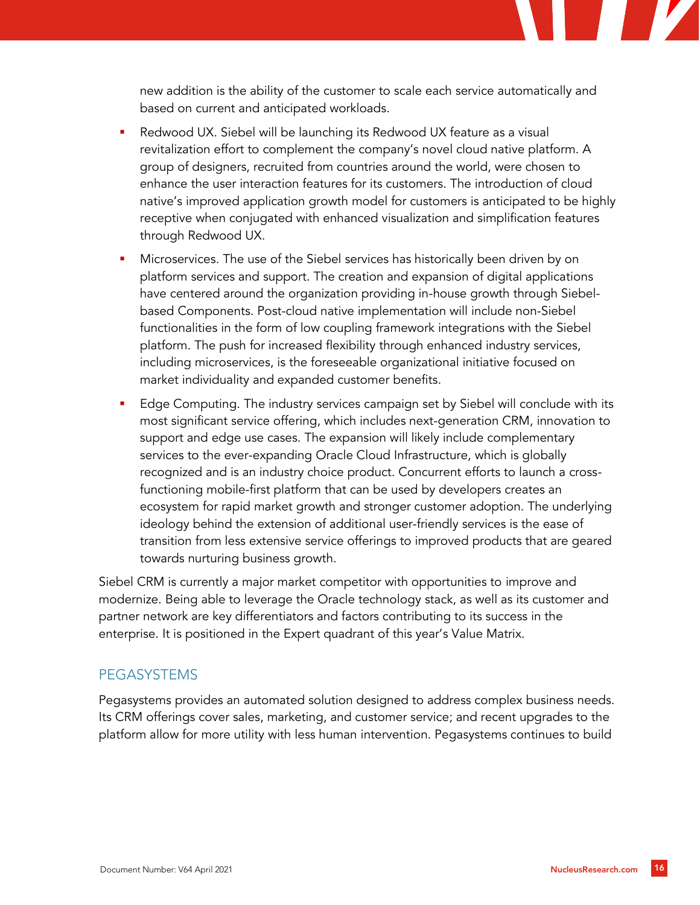new addition is the ability of the customer to scale each service automatically and based on current and anticipated workloads.

- Redwood UX. Siebel will be launching its Redwood UX feature as a visual revitalization effort to complement the company's novel cloud native platform. A group of designers, recruited from countries around the world, were chosen to enhance the user interaction features for its customers. The introduction of cloud native's improved application growth model for customers is anticipated to be highly receptive when conjugated with enhanced visualization and simplification features through Redwood UX.
- Microservices. The use of the Siebel services has historically been driven by on platform services and support. The creation and expansion of digital applications have centered around the organization providing in-house growth through Siebel-based Components. Post-cloud native implementation will include non-Siebel functionalities in the form of low coupling framework integrations with the Siebel platform. The push for increased flexibility through enhanced industry services, including microservices, is the foreseeable organizational initiative focused on market individuality and expanded customer benefits.
- Edge Computing. The industry services campaign set by Siebel will conclude with its most significant service offering, which includes next-generation CRM, innovation to support and edge use cases. The expansion will likely include complementary services to the ever-expanding Oracle Cloud Infrastructure, which is globally recognized and is an industry choice product. Concurrent efforts to launch a cross-functioning mobile-first platform that can be used by developers creates an ecosystem for rapid market growth and stronger customer adoption. The underlying ideology behind the extension of additional user-friendly services is the ease of transition from less extensive service offerings to improved products that are geared towards nurturing business growth.

Siebel CRM is currently a major market competitor with opportunities to improve and modernize. Being able to leverage the Oracle technology stack, as well as its customer and partner network are key differentiators and factors contributing to its success in the enterprise. It is positioned in the Expert quadrant of this year's Value Matrix.

## PEGASYSTEMS

Pegasystems provides an automated solution designed to address complex business needs. Its CRM offerings cover sales, marketing, and customer service; and recent upgrades to the platform allow for more utility with less human intervention. Pegasystems continues to build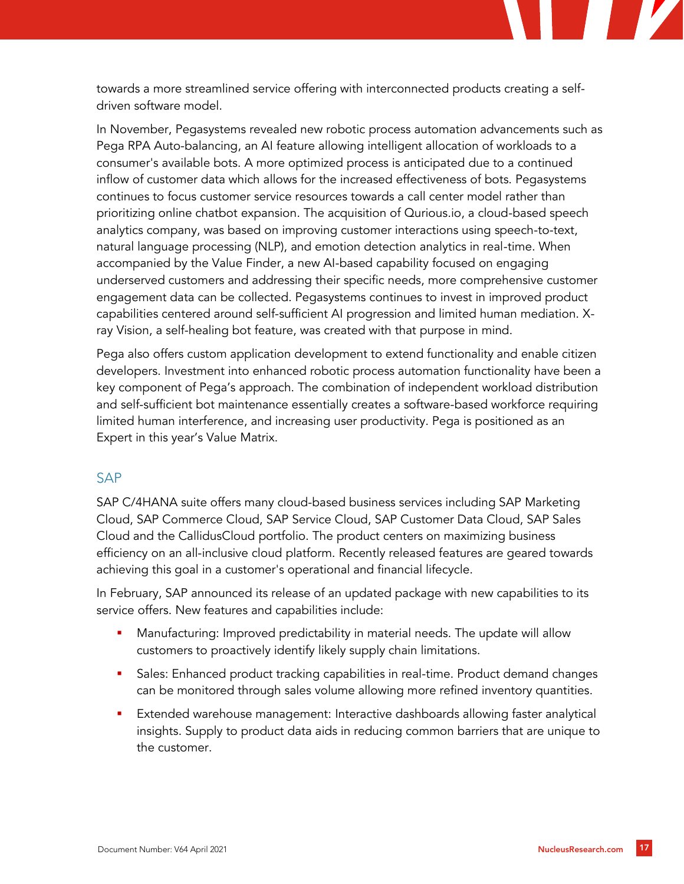towards a more streamlined service offering with interconnected products creating a self-driven software model.

In November, Pegasystems revealed new robotic process automation advancements such as Pega RPA Auto-balancing, an AI feature allowing intelligent allocation of workloads to a consumer's available bots. A more optimized process is anticipated due to a continued inflow of customer data which allows for the increased effectiveness of bots. Pegasystems continues to focus customer service resources towards a call center model rather than prioritizing online chatbot expansion. The acquisition of Qurious.io, a cloud-based speech analytics company, was based on improving customer interactions using speech-to-text, natural language processing (NLP), and emotion detection analytics in real-time. When accompanied by the Value Finder, a new AI-based capability focused on engaging underserved customers and addressing their specific needs, more comprehensive customer engagement data can be collected. Pegasystems continues to invest in improved product capabilities centered around self-sufficient AI progression and limited human mediation. X-ray Vision, a self-healing bot feature, was created with that purpose in mind.

Pega also offers custom application development to extend functionality and enable citizen developers. Investment into enhanced robotic process automation functionality have been a key component of Pega's approach. The combination of independent workload distribution and self-sufficient bot maintenance essentially creates a software-based workforce requiring limited human interference, and increasing user productivity. Pega is positioned as an Expert in this year's Value Matrix.

## SAP

SAP C/4HANA suite offers many cloud-based business services including SAP Marketing Cloud, SAP Commerce Cloud, SAP Service Cloud, SAP Customer Data Cloud, SAP Sales Cloud and the CallidusCloud portfolio. The product centers on maximizing business efficiency on an all-inclusive cloud platform. Recently released features are geared towards achieving this goal in a customer's operational and financial lifecycle.

In February, SAP announced its release of an updated package with new capabilities to its service offers. New features and capabilities include:

- Manufacturing: Improved predictability in material needs. The update will allow customers to proactively identify likely supply chain limitations.
- Sales: Enhanced product tracking capabilities in real-time. Product demand changes can be monitored through sales volume allowing more refined inventory quantities.
- Extended warehouse management: Interactive dashboards allowing faster analytical insights. Supply to product data aids in reducing common barriers that are unique to the customer.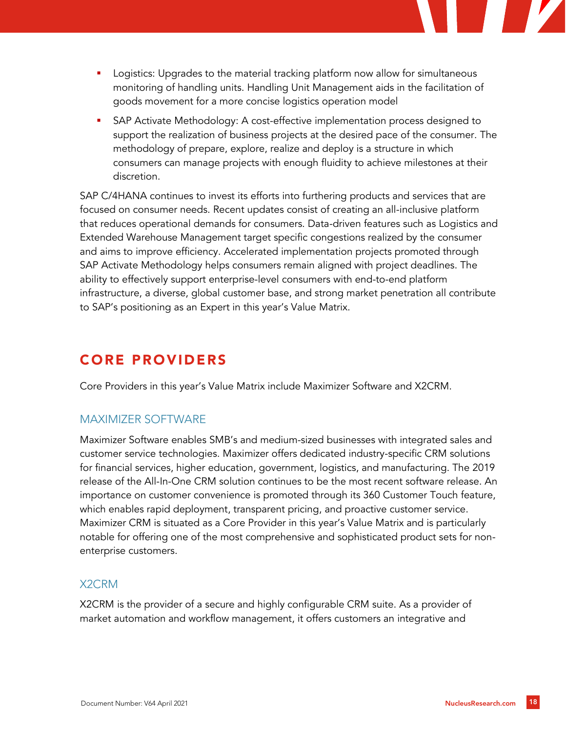- Logistics: Upgrades to the material tracking platform now allow for simultaneous monitoring of handling units. Handling Unit Management aids in the facilitation of goods movement for a more concise logistics operation model
- SAP Activate Methodology: A cost-effective implementation process designed to support the realization of business projects at the desired pace of the consumer. The methodology of prepare, explore, realize and deploy is a structure in which consumers can manage projects with enough fluidity to achieve milestones at their discretion.

SAP C/4HANA continues to invest its efforts into furthering products and services that are focused on consumer needs. Recent updates consist of creating an all-inclusive platform that reduces operational demands for consumers. Data-driven features such as Logistics and Extended Warehouse Management target specific congestions realized by the consumer and aims to improve efficiency. Accelerated implementation projects promoted through SAP Activate Methodology helps consumers remain aligned with project deadlines. The ability to effectively support enterprise-level consumers with end-to-end platform infrastructure, a diverse, global customer base, and strong market penetration all contribute to SAP's positioning as an Expert in this year's Value Matrix.

## CORE PROVIDERS

Core Providers in this year's Value Matrix include Maximizer Software and X2CRM.

### MAXIMIZER SOFTWARE

Maximizer Software enables SMB's and medium-sized businesses with integrated sales and customer service technologies. Maximizer offers dedicated industry-specific CRM solutions for financial services, higher education, government, logistics, and manufacturing. The 2019 release of the All-In-One CRM solution continues to be the most recent software release. An importance on customer convenience is promoted through its 360 Customer Touch feature, which enables rapid deployment, transparent pricing, and proactive customer service. Maximizer CRM is situated as a Core Provider in this year's Value Matrix and is particularly notable for offering one of the most comprehensive and sophisticated product sets for non-enterprise customers.

### X2CRM

X2CRM is the provider of a secure and highly configurable CRM suite. As a provider of market automation and workflow management, it offers customers an integrative and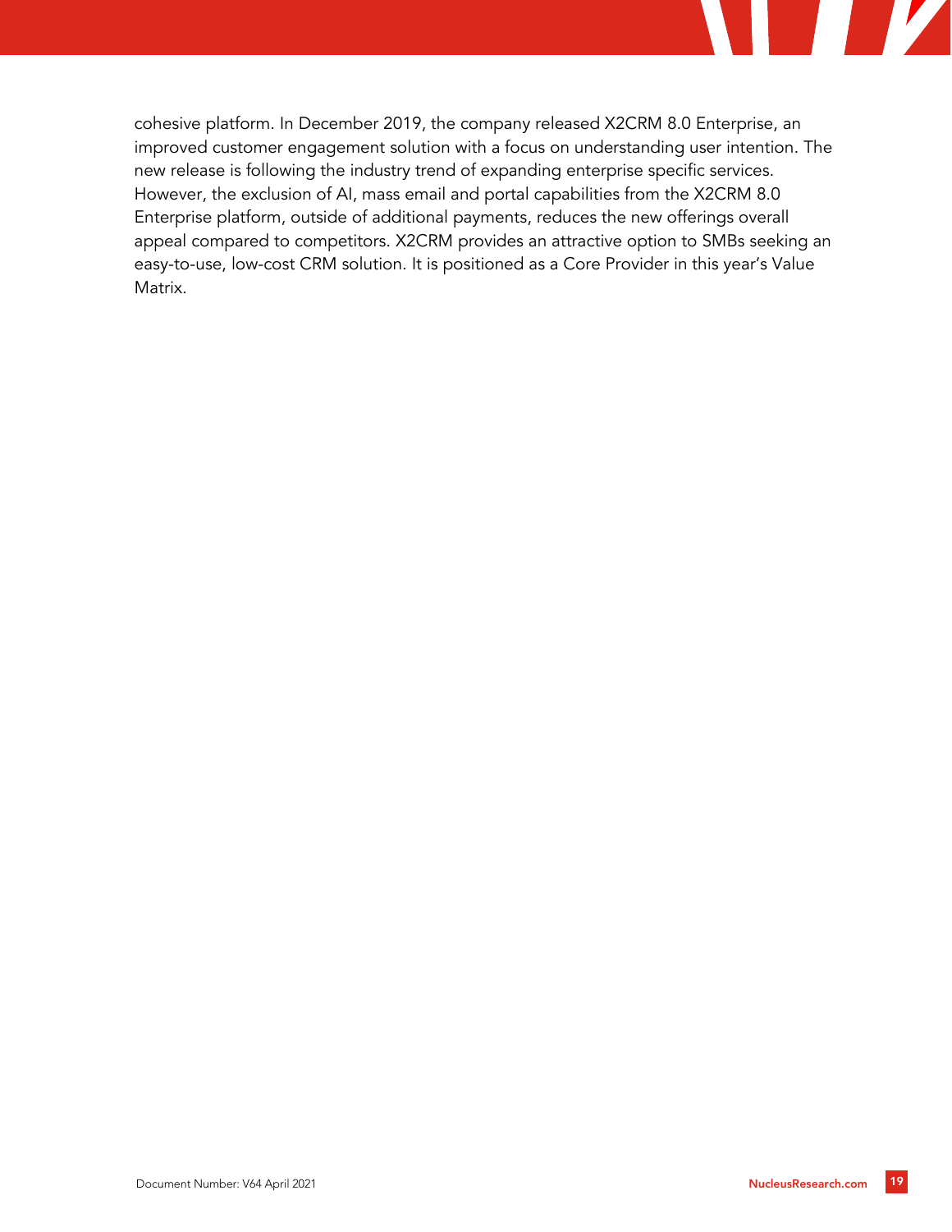cohesive platform. In December 2019, the company released X2CRM 8.0 Enterprise, an improved customer engagement solution with a focus on understanding user intention. The new release is following the industry trend of expanding enterprise specific services. However, the exclusion of AI, mass email and portal capabilities from the X2CRM 8.0 Enterprise platform, outside of additional payments, reduces the new offerings overall appeal compared to competitors. X2CRM provides an attractive option to SMBs seeking an easy-to-use, low-cost CRM solution. It is positioned as a Core Provider in this year's Value Matrix.